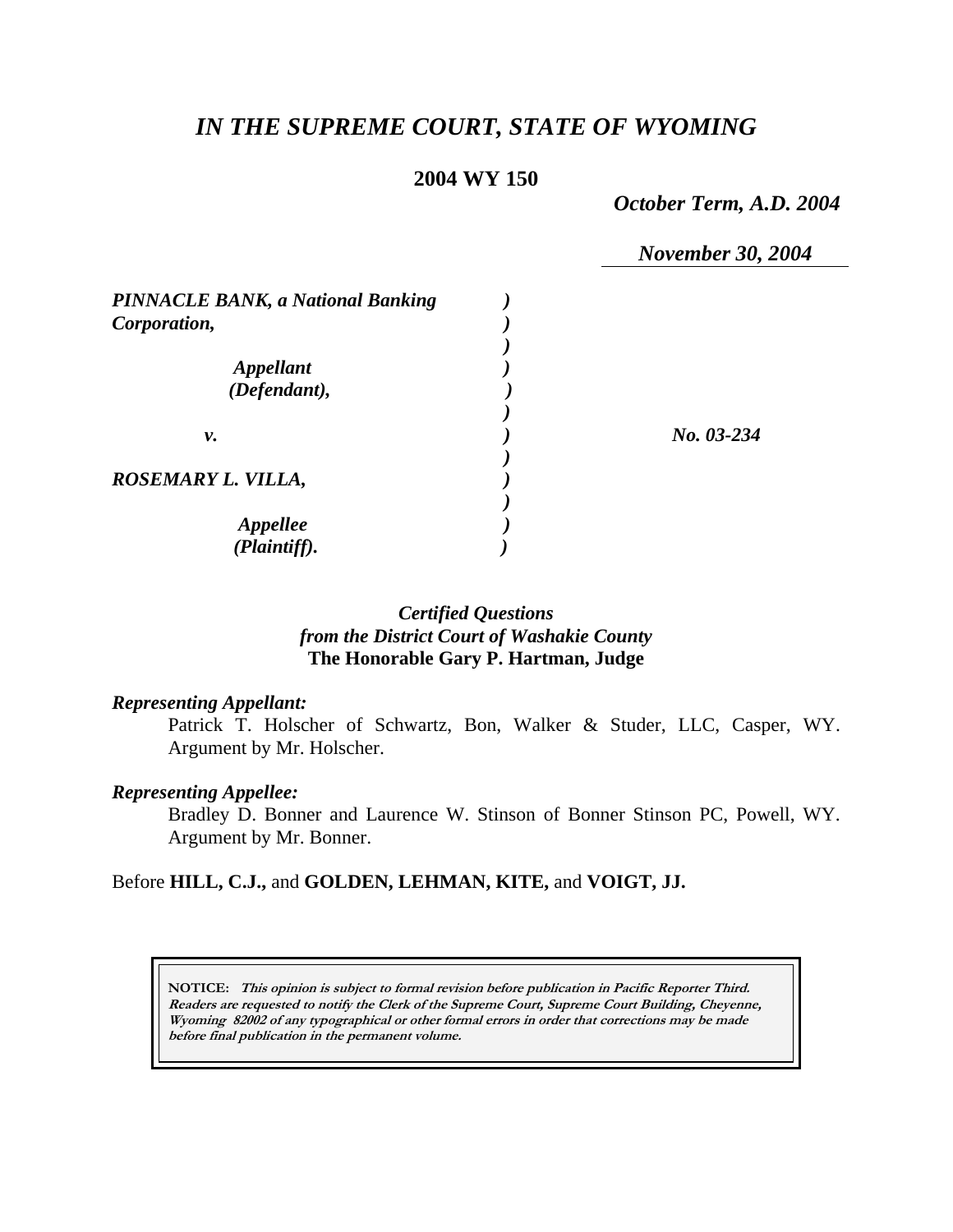# *IN THE SUPREME COURT, STATE OF WYOMING*

**2004 WY 150**

*October Term, A.D. 2004*

*November 30, 2004*

| | | |
|---|---|---|
| ***PINNACLE BANK, a National Banking Corporation,*** | ) | |
| ***Appellant (Defendant),*** | ) | |
| ***v.*** | ) | ***No. 03-234*** |
| ***ROSEMARY L. VILLA,*** | ) | |
| ***Appellee (Plaintiff).*** | ) | |

*Certified Questions*
*from the District Court of Washakie County*
**The Honorable Gary P. Hartman, Judge**

***Representing Appellant:***

Patrick T. Holscher of Schwartz, Bon, Walker & Studer, LLC, Casper, WY. Argument by Mr. Holscher.

***Representing Appellee:***

Bradley D. Bonner and Laurence W. Stinson of Bonner Stinson PC, Powell, WY. Argument by Mr. Bonner.

Before **HILL, C.J.,** and **GOLDEN, LEHMAN, KITE,** and **VOIGT, JJ.**

> **NOTICE:** ***This opinion is subject to formal revision before publication in Pacific Reporter Third. Readers are requested to notify the Clerk of the Supreme Court, Supreme Court Building, Cheyenne, Wyoming 82002 of any typographical or other formal errors in order that corrections may be made before final publication in the permanent volume.***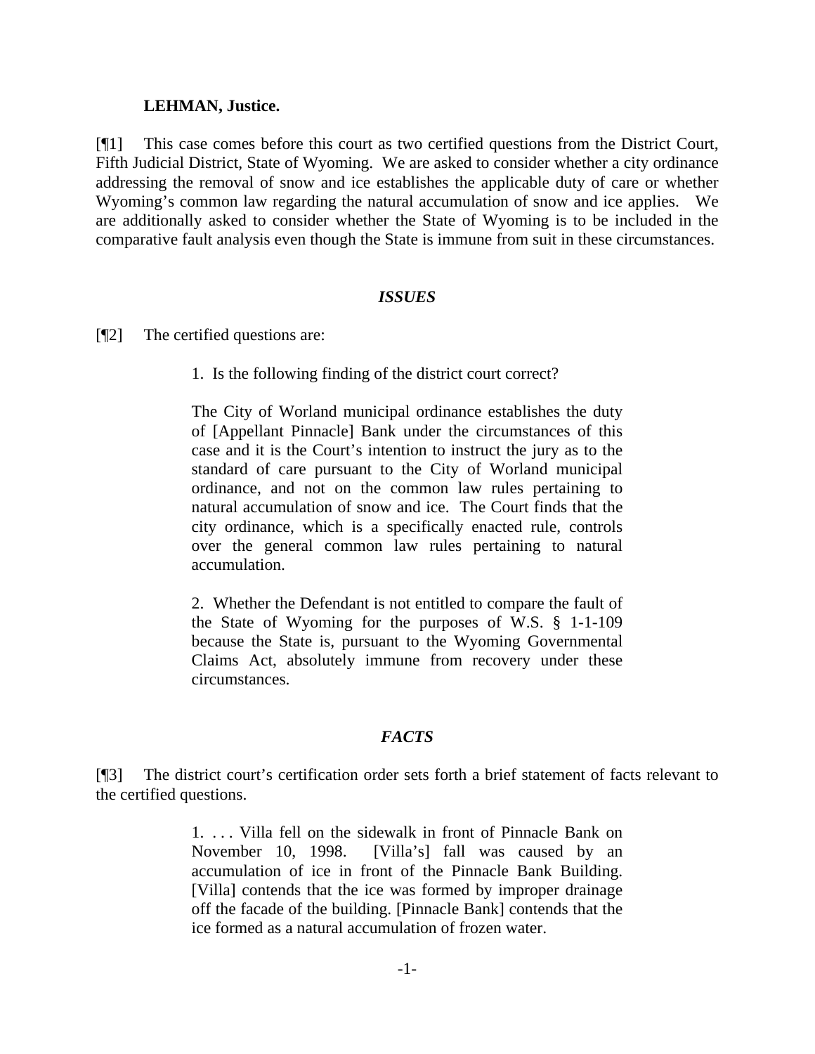**LEHMAN, Justice.**

[¶1] This case comes before this court as two certified questions from the District Court, Fifth Judicial District, State of Wyoming. We are asked to consider whether a city ordinance addressing the removal of snow and ice establishes the applicable duty of care or whether Wyoming's common law regarding the natural accumulation of snow and ice applies. We are additionally asked to consider whether the State of Wyoming is to be included in the comparative fault analysis even though the State is immune from suit in these circumstances.

## *ISSUES*

[¶2] The certified questions are:

> 1. Is the following finding of the district court correct?
>
> The City of Worland municipal ordinance establishes the duty of [Appellant Pinnacle] Bank under the circumstances of this case and it is the Court's intention to instruct the jury as to the standard of care pursuant to the City of Worland municipal ordinance, and not on the common law rules pertaining to natural accumulation of snow and ice. The Court finds that the city ordinance, which is a specifically enacted rule, controls over the general common law rules pertaining to natural accumulation.
>
> 2. Whether the Defendant is not entitled to compare the fault of the State of Wyoming for the purposes of W.S. § 1-1-109 because the State is, pursuant to the Wyoming Governmental Claims Act, absolutely immune from recovery under these circumstances.

## *FACTS*

[¶3] The district court's certification order sets forth a brief statement of facts relevant to the certified questions.

> 1. . . . Villa fell on the sidewalk in front of Pinnacle Bank on November 10, 1998. [Villa's] fall was caused by an accumulation of ice in front of the Pinnacle Bank Building. [Villa] contends that the ice was formed by improper drainage off the facade of the building. [Pinnacle Bank] contends that the ice formed as a natural accumulation of frozen water.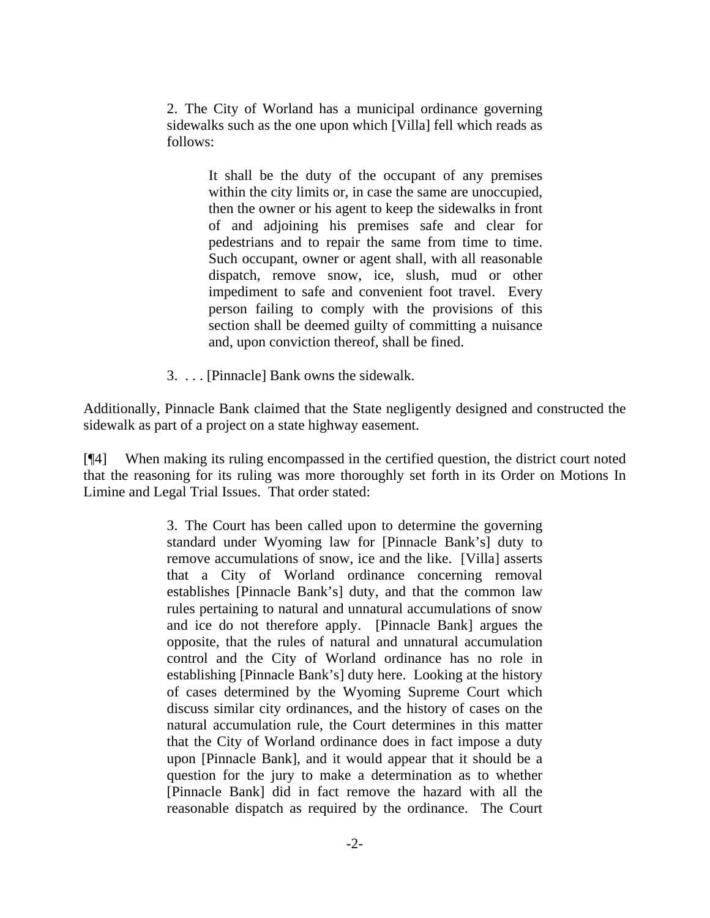> 2. The City of Worland has a municipal ordinance governing sidewalks such as the one upon which [Villa] fell which reads as follows:
>
>> It shall be the duty of the occupant of any premises within the city limits or, in case the same are unoccupied, then the owner or his agent to keep the sidewalks in front of and adjoining his premises safe and clear for pedestrians and to repair the same from time to time. Such occupant, owner or agent shall, with all reasonable dispatch, remove snow, ice, slush, mud or other impediment to safe and convenient foot travel. Every person failing to comply with the provisions of this section shall be deemed guilty of committing a nuisance and, upon conviction thereof, shall be fined.
>
> 3. . . . [Pinnacle] Bank owns the sidewalk.

Additionally, Pinnacle Bank claimed that the State negligently designed and constructed the sidewalk as part of a project on a state highway easement.

[¶4] When making its ruling encompassed in the certified question, the district court noted that the reasoning for its ruling was more thoroughly set forth in its Order on Motions In Limine and Legal Trial Issues. That order stated:

> 3. The Court has been called upon to determine the governing standard under Wyoming law for [Pinnacle Bank's] duty to remove accumulations of snow, ice and the like. [Villa] asserts that a City of Worland ordinance concerning removal establishes [Pinnacle Bank's] duty, and that the common law rules pertaining to natural and unnatural accumulations of snow and ice do not therefore apply. [Pinnacle Bank] argues the opposite, that the rules of natural and unnatural accumulation control and the City of Worland ordinance has no role in establishing [Pinnacle Bank's] duty here. Looking at the history of cases determined by the Wyoming Supreme Court which discuss similar city ordinances, and the history of cases on the natural accumulation rule, the Court determines in this matter that the City of Worland ordinance does in fact impose a duty upon [Pinnacle Bank], and it would appear that it should be a question for the jury to make a determination as to whether [Pinnacle Bank] did in fact remove the hazard with all the reasonable dispatch as required by the ordinance. The Court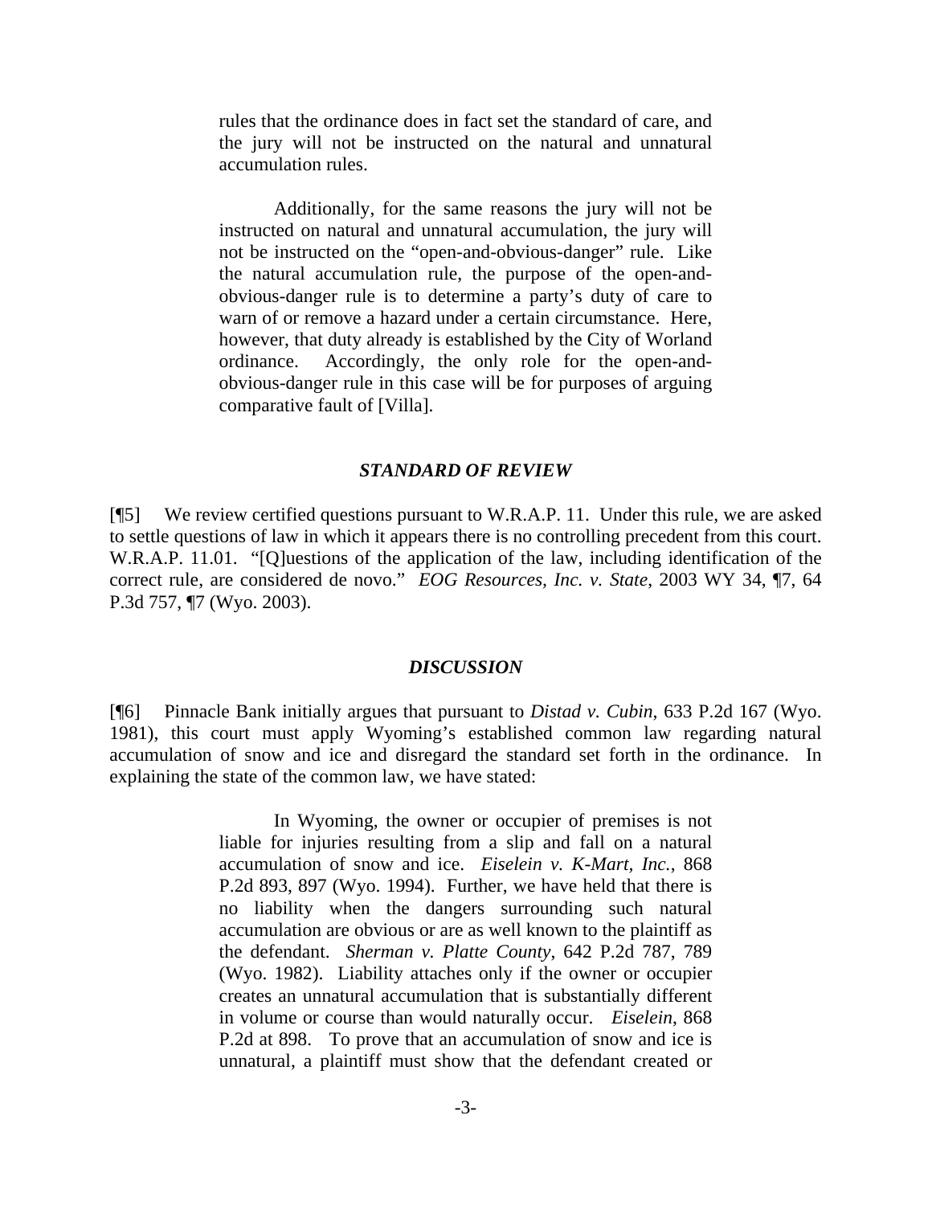> rules that the ordinance does in fact set the standard of care, and the jury will not be instructed on the natural and unnatural accumulation rules.
>
> Additionally, for the same reasons the jury will not be instructed on natural and unnatural accumulation, the jury will not be instructed on the "open-and-obvious-danger" rule. Like the natural accumulation rule, the purpose of the open-and-obvious-danger rule is to determine a party's duty of care to warn of or remove a hazard under a certain circumstance. Here, however, that duty already is established by the City of Worland ordinance. Accordingly, the only role for the open-and-obvious-danger rule in this case will be for purposes of arguing comparative fault of [Villa].

### *STANDARD OF REVIEW*

[¶5] We review certified questions pursuant to W.R.A.P. 11. Under this rule, we are asked to settle questions of law in which it appears there is no controlling precedent from this court. W.R.A.P. 11.01. "[Q]uestions of the application of the law, including identification of the correct rule, are considered de novo." *EOG Resources, Inc. v. State*, 2003 WY 34, ¶7, 64 P.3d 757, ¶7 (Wyo. 2003).

### *DISCUSSION*

[¶6] Pinnacle Bank initially argues that pursuant to *Distad v. Cubin*, 633 P.2d 167 (Wyo. 1981), this court must apply Wyoming's established common law regarding natural accumulation of snow and ice and disregard the standard set forth in the ordinance. In explaining the state of the common law, we have stated:

> In Wyoming, the owner or occupier of premises is not liable for injuries resulting from a slip and fall on a natural accumulation of snow and ice. *Eiselein v. K-Mart, Inc.*, 868 P.2d 893, 897 (Wyo. 1994). Further, we have held that there is no liability when the dangers surrounding such natural accumulation are obvious or are as well known to the plaintiff as the defendant. *Sherman v. Platte County*, 642 P.2d 787, 789 (Wyo. 1982). Liability attaches only if the owner or occupier creates an unnatural accumulation that is substantially different in volume or course than would naturally occur. *Eiselein*, 868 P.2d at 898. To prove that an accumulation of snow and ice is unnatural, a plaintiff must show that the defendant created or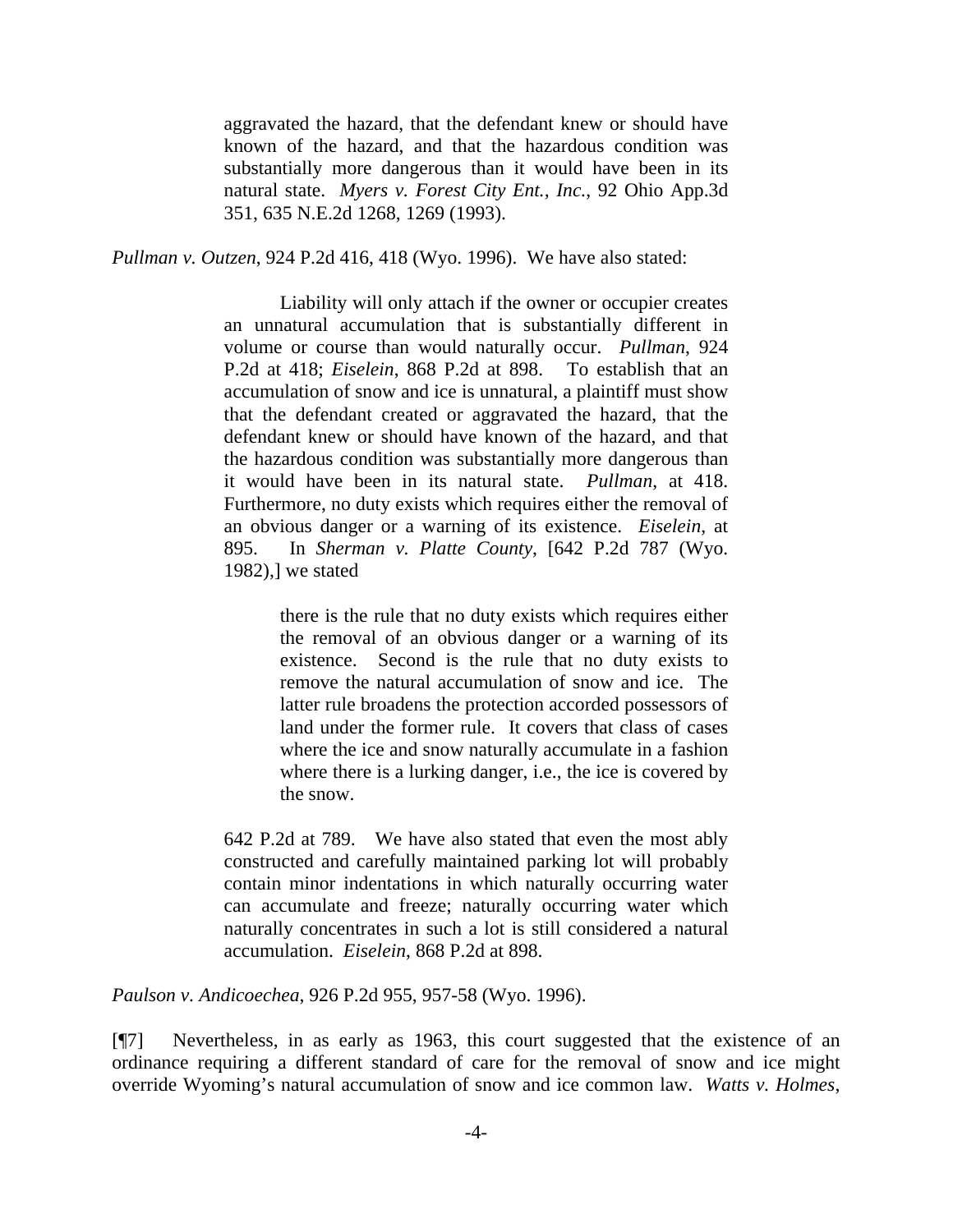> aggravated the hazard, that the defendant knew or should have known of the hazard, and that the hazardous condition was substantially more dangerous than it would have been in its natural state. *Myers v. Forest City Ent., Inc.*, 92 Ohio App.3d 351, 635 N.E.2d 1268, 1269 (1993).

*Pullman v. Outzen*, 924 P.2d 416, 418 (Wyo. 1996). We have also stated:

> Liability will only attach if the owner or occupier creates an unnatural accumulation that is substantially different in volume or course than would naturally occur. *Pullman*, 924 P.2d at 418; *Eiselein*, 868 P.2d at 898. To establish that an accumulation of snow and ice is unnatural, a plaintiff must show that the defendant created or aggravated the hazard, that the defendant knew or should have known of the hazard, and that the hazardous condition was substantially more dangerous than it would have been in its natural state. *Pullman*, at 418. Furthermore, no duty exists which requires either the removal of an obvious danger or a warning of its existence. *Eiselein*, at 895. In *Sherman v. Platte County*, [642 P.2d 787 (Wyo. 1982),] we stated
>
> > there is the rule that no duty exists which requires either the removal of an obvious danger or a warning of its existence. Second is the rule that no duty exists to remove the natural accumulation of snow and ice. The latter rule broadens the protection accorded possessors of land under the former rule. It covers that class of cases where the ice and snow naturally accumulate in a fashion where there is a lurking danger, i.e., the ice is covered by the snow.
>
> 642 P.2d at 789. We have also stated that even the most ably constructed and carefully maintained parking lot will probably contain minor indentations in which naturally occurring water can accumulate and freeze; naturally occurring water which naturally concentrates in such a lot is still considered a natural accumulation. *Eiselein*, 868 P.2d at 898.

*Paulson v. Andicoechea*, 926 P.2d 955, 957-58 (Wyo. 1996).

[¶7] Nevertheless, in as early as 1963, this court suggested that the existence of an ordinance requiring a different standard of care for the removal of snow and ice might override Wyoming's natural accumulation of snow and ice common law. *Watts v. Holmes*,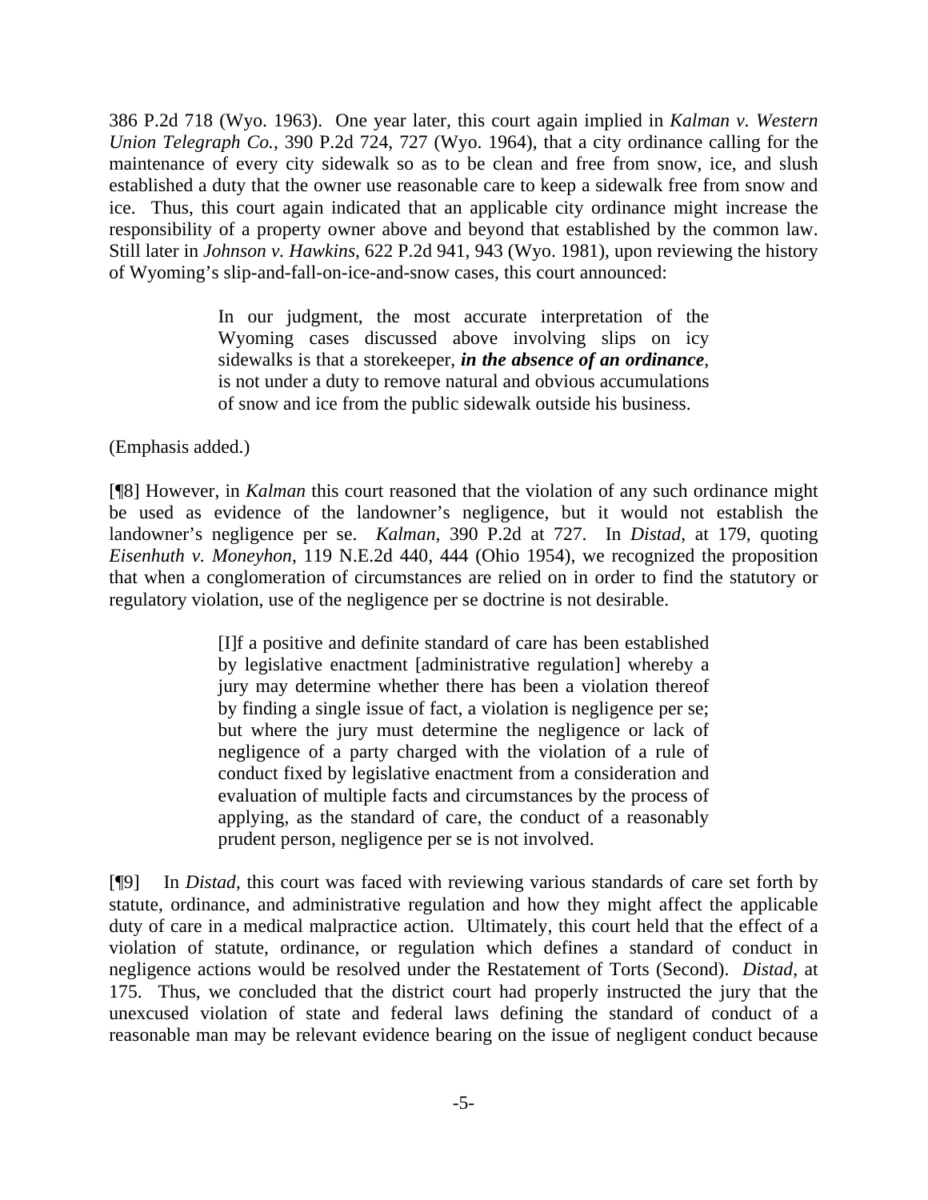386 P.2d 718 (Wyo. 1963). One year later, this court again implied in *Kalman v. Western Union Telegraph Co.*, 390 P.2d 724, 727 (Wyo. 1964), that a city ordinance calling for the maintenance of every city sidewalk so as to be clean and free from snow, ice, and slush established a duty that the owner use reasonable care to keep a sidewalk free from snow and ice. Thus, this court again indicated that an applicable city ordinance might increase the responsibility of a property owner above and beyond that established by the common law. Still later in *Johnson v. Hawkins*, 622 P.2d 941, 943 (Wyo. 1981), upon reviewing the history of Wyoming's slip-and-fall-on-ice-and-snow cases, this court announced:

> In our judgment, the most accurate interpretation of the Wyoming cases discussed above involving slips on icy sidewalks is that a storekeeper, ***in the absence of an ordinance***, is not under a duty to remove natural and obvious accumulations of snow and ice from the public sidewalk outside his business.

(Emphasis added.)

[¶8] However, in *Kalman* this court reasoned that the violation of any such ordinance might be used as evidence of the landowner's negligence, but it would not establish the landowner's negligence per se. *Kalman*, 390 P.2d at 727. In *Distad*, at 179, quoting *Eisenhuth v. Moneyhon*, 119 N.E.2d 440, 444 (Ohio 1954), we recognized the proposition that when a conglomeration of circumstances are relied on in order to find the statutory or regulatory violation, use of the negligence per se doctrine is not desirable.

> [I]f a positive and definite standard of care has been established by legislative enactment [administrative regulation] whereby a jury may determine whether there has been a violation thereof by finding a single issue of fact, a violation is negligence per se; but where the jury must determine the negligence or lack of negligence of a party charged with the violation of a rule of conduct fixed by legislative enactment from a consideration and evaluation of multiple facts and circumstances by the process of applying, as the standard of care, the conduct of a reasonably prudent person, negligence per se is not involved.

[¶9] In *Distad*, this court was faced with reviewing various standards of care set forth by statute, ordinance, and administrative regulation and how they might affect the applicable duty of care in a medical malpractice action. Ultimately, this court held that the effect of a violation of statute, ordinance, or regulation which defines a standard of conduct in negligence actions would be resolved under the Restatement of Torts (Second). *Distad*, at 175. Thus, we concluded that the district court had properly instructed the jury that the unexcused violation of state and federal laws defining the standard of conduct of a reasonable man may be relevant evidence bearing on the issue of negligent conduct because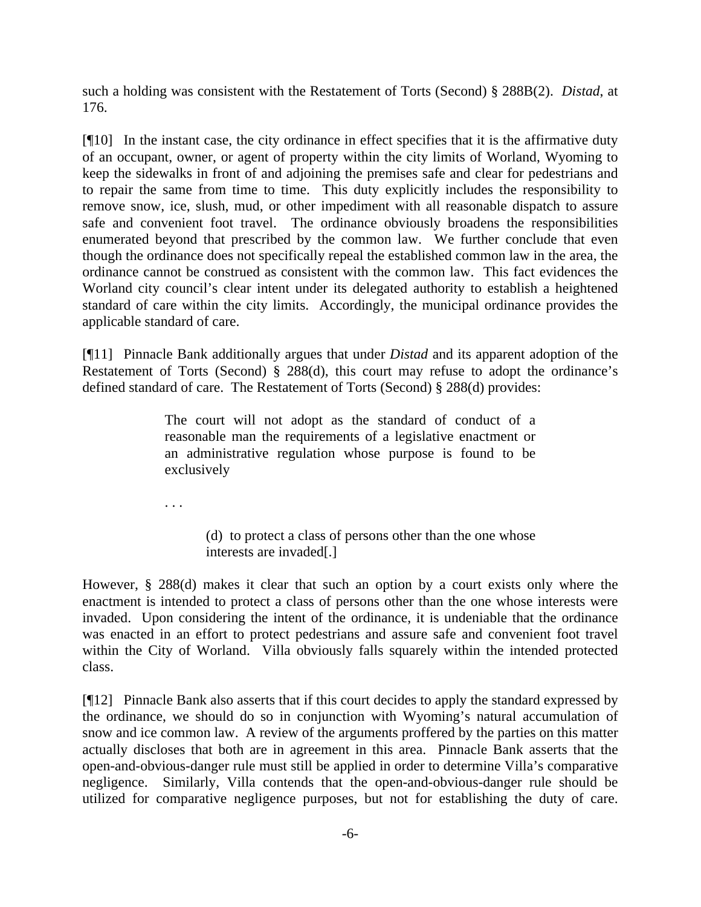such a holding was consistent with the Restatement of Torts (Second) § 288B(2). *Distad*, at 176.

[¶10] In the instant case, the city ordinance in effect specifies that it is the affirmative duty of an occupant, owner, or agent of property within the city limits of Worland, Wyoming to keep the sidewalks in front of and adjoining the premises safe and clear for pedestrians and to repair the same from time to time. This duty explicitly includes the responsibility to remove snow, ice, slush, mud, or other impediment with all reasonable dispatch to assure safe and convenient foot travel. The ordinance obviously broadens the responsibilities enumerated beyond that prescribed by the common law. We further conclude that even though the ordinance does not specifically repeal the established common law in the area, the ordinance cannot be construed as consistent with the common law. This fact evidences the Worland city council's clear intent under its delegated authority to establish a heightened standard of care within the city limits. Accordingly, the municipal ordinance provides the applicable standard of care.

[¶11] Pinnacle Bank additionally argues that under *Distad* and its apparent adoption of the Restatement of Torts (Second) § 288(d), this court may refuse to adopt the ordinance's defined standard of care. The Restatement of Torts (Second) § 288(d) provides:

> The court will not adopt as the standard of conduct of a reasonable man the requirements of a legislative enactment or an administrative regulation whose purpose is found to be exclusively
>
> . . .
>
> (d) to protect a class of persons other than the one whose interests are invaded[.]

However, § 288(d) makes it clear that such an option by a court exists only where the enactment is intended to protect a class of persons other than the one whose interests were invaded. Upon considering the intent of the ordinance, it is undeniable that the ordinance was enacted in an effort to protect pedestrians and assure safe and convenient foot travel within the City of Worland. Villa obviously falls squarely within the intended protected class.

[¶12] Pinnacle Bank also asserts that if this court decides to apply the standard expressed by the ordinance, we should do so in conjunction with Wyoming's natural accumulation of snow and ice common law. A review of the arguments proffered by the parties on this matter actually discloses that both are in agreement in this area. Pinnacle Bank asserts that the open-and-obvious-danger rule must still be applied in order to determine Villa's comparative negligence. Similarly, Villa contends that the open-and-obvious-danger rule should be utilized for comparative negligence purposes, but not for establishing the duty of care.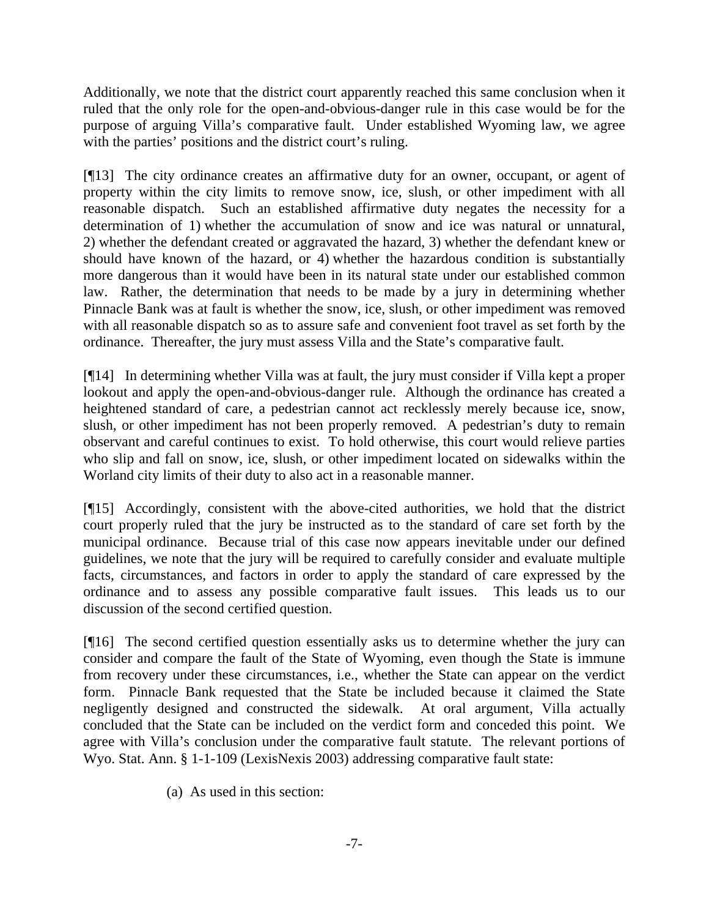Additionally, we note that the district court apparently reached this same conclusion when it ruled that the only role for the open-and-obvious-danger rule in this case would be for the purpose of arguing Villa's comparative fault. Under established Wyoming law, we agree with the parties' positions and the district court's ruling.

[¶13] The city ordinance creates an affirmative duty for an owner, occupant, or agent of property within the city limits to remove snow, ice, slush, or other impediment with all reasonable dispatch. Such an established affirmative duty negates the necessity for a determination of 1) whether the accumulation of snow and ice was natural or unnatural, 2) whether the defendant created or aggravated the hazard, 3) whether the defendant knew or should have known of the hazard, or 4) whether the hazardous condition is substantially more dangerous than it would have been in its natural state under our established common law. Rather, the determination that needs to be made by a jury in determining whether Pinnacle Bank was at fault is whether the snow, ice, slush, or other impediment was removed with all reasonable dispatch so as to assure safe and convenient foot travel as set forth by the ordinance. Thereafter, the jury must assess Villa and the State's comparative fault.

[¶14] In determining whether Villa was at fault, the jury must consider if Villa kept a proper lookout and apply the open-and-obvious-danger rule. Although the ordinance has created a heightened standard of care, a pedestrian cannot act recklessly merely because ice, snow, slush, or other impediment has not been properly removed. A pedestrian's duty to remain observant and careful continues to exist. To hold otherwise, this court would relieve parties who slip and fall on snow, ice, slush, or other impediment located on sidewalks within the Worland city limits of their duty to also act in a reasonable manner.

[¶15] Accordingly, consistent with the above-cited authorities, we hold that the district court properly ruled that the jury be instructed as to the standard of care set forth by the municipal ordinance. Because trial of this case now appears inevitable under our defined guidelines, we note that the jury will be required to carefully consider and evaluate multiple facts, circumstances, and factors in order to apply the standard of care expressed by the ordinance and to assess any possible comparative fault issues. This leads us to our discussion of the second certified question.

[¶16] The second certified question essentially asks us to determine whether the jury can consider and compare the fault of the State of Wyoming, even though the State is immune from recovery under these circumstances, i.e., whether the State can appear on the verdict form. Pinnacle Bank requested that the State be included because it claimed the State negligently designed and constructed the sidewalk. At oral argument, Villa actually concluded that the State can be included on the verdict form and conceded this point. We agree with Villa's conclusion under the comparative fault statute. The relevant portions of Wyo. Stat. Ann. § 1-1-109 (LexisNexis 2003) addressing comparative fault state:

> (a) As used in this section: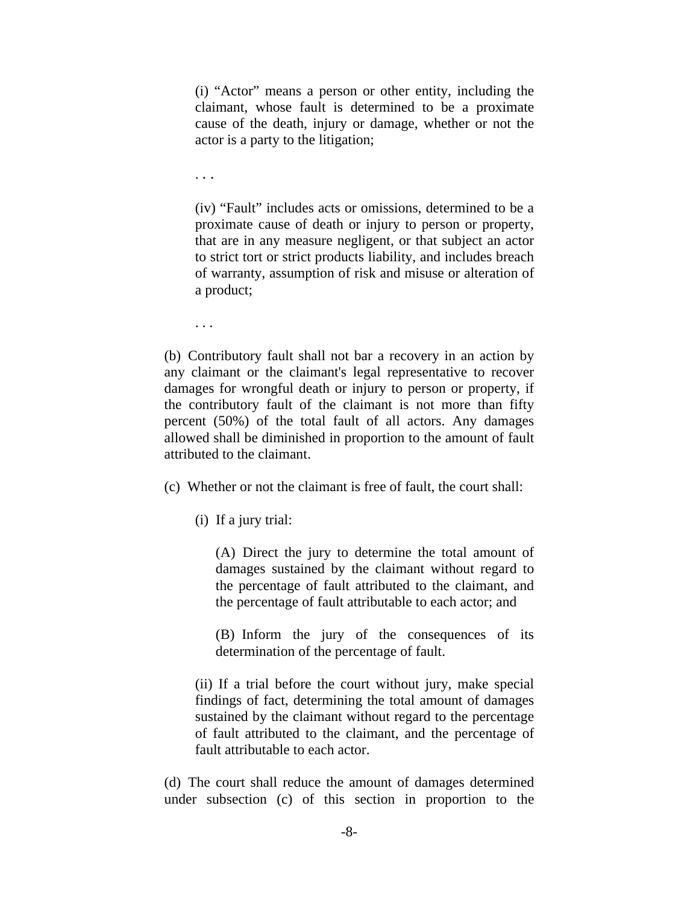> (i) "Actor" means a person or other entity, including the claimant, whose fault is determined to be a proximate cause of the death, injury or damage, whether or not the actor is a party to the litigation;
>
> . . .
>
> (iv) "Fault" includes acts or omissions, determined to be a proximate cause of death or injury to person or property, that are in any measure negligent, or that subject an actor to strict tort or strict products liability, and includes breach of warranty, assumption of risk and misuse or alteration of a product;
>
> . . .

(b) Contributory fault shall not bar a recovery in an action by any claimant or the claimant's legal representative to recover damages for wrongful death or injury to person or property, if the contributory fault of the claimant is not more than fifty percent (50%) of the total fault of all actors. Any damages allowed shall be diminished in proportion to the amount of fault attributed to the claimant.

(c) Whether or not the claimant is free of fault, the court shall:

> (i) If a jury trial:
>
> > (A) Direct the jury to determine the total amount of damages sustained by the claimant without regard to the percentage of fault attributed to the claimant, and the percentage of fault attributable to each actor; and
> >
> > (B) Inform the jury of the consequences of its determination of the percentage of fault.
>
> (ii) If a trial before the court without jury, make special findings of fact, determining the total amount of damages sustained by the claimant without regard to the percentage of fault attributed to the claimant, and the percentage of fault attributable to each actor.

(d) The court shall reduce the amount of damages determined under subsection (c) of this section in proportion to the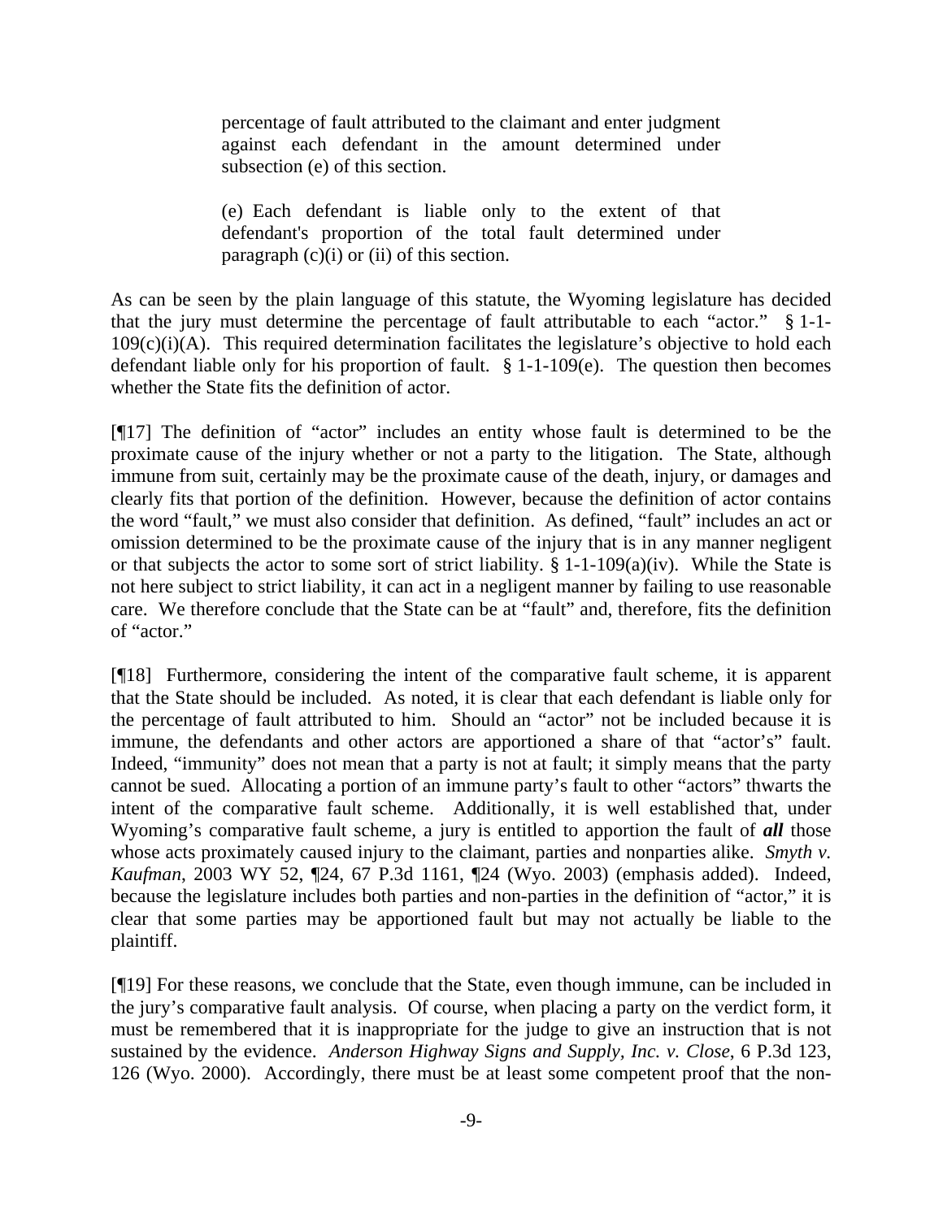> percentage of fault attributed to the claimant and enter judgment against each defendant in the amount determined under subsection (e) of this section.
>
> (e) Each defendant is liable only to the extent of that defendant's proportion of the total fault determined under paragraph (c)(i) or (ii) of this section.

As can be seen by the plain language of this statute, the Wyoming legislature has decided that the jury must determine the percentage of fault attributable to each "actor." § 1-1-109(c)(i)(A). This required determination facilitates the legislature's objective to hold each defendant liable only for his proportion of fault. § 1-1-109(e). The question then becomes whether the State fits the definition of actor.

[¶17] The definition of "actor" includes an entity whose fault is determined to be the proximate cause of the injury whether or not a party to the litigation. The State, although immune from suit, certainly may be the proximate cause of the death, injury, or damages and clearly fits that portion of the definition. However, because the definition of actor contains the word "fault," we must also consider that definition. As defined, "fault" includes an act or omission determined to be the proximate cause of the injury that is in any manner negligent or that subjects the actor to some sort of strict liability. § 1-1-109(a)(iv). While the State is not here subject to strict liability, it can act in a negligent manner by failing to use reasonable care. We therefore conclude that the State can be at "fault" and, therefore, fits the definition of "actor."

[¶18] Furthermore, considering the intent of the comparative fault scheme, it is apparent that the State should be included. As noted, it is clear that each defendant is liable only for the percentage of fault attributed to him. Should an "actor" not be included because it is immune, the defendants and other actors are apportioned a share of that "actor's" fault. Indeed, "immunity" does not mean that a party is not at fault; it simply means that the party cannot be sued. Allocating a portion of an immune party's fault to other "actors" thwarts the intent of the comparative fault scheme. Additionally, it is well established that, under Wyoming's comparative fault scheme, a jury is entitled to apportion the fault of ***all*** those whose acts proximately caused injury to the claimant, parties and nonparties alike. *Smyth v. Kaufman*, 2003 WY 52, ¶24, 67 P.3d 1161, ¶24 (Wyo. 2003) (emphasis added). Indeed, because the legislature includes both parties and non-parties in the definition of "actor," it is clear that some parties may be apportioned fault but may not actually be liable to the plaintiff.

[¶19] For these reasons, we conclude that the State, even though immune, can be included in the jury's comparative fault analysis. Of course, when placing a party on the verdict form, it must be remembered that it is inappropriate for the judge to give an instruction that is not sustained by the evidence. *Anderson Highway Signs and Supply, Inc. v. Close*, 6 P.3d 123, 126 (Wyo. 2000). Accordingly, there must be at least some competent proof that the non-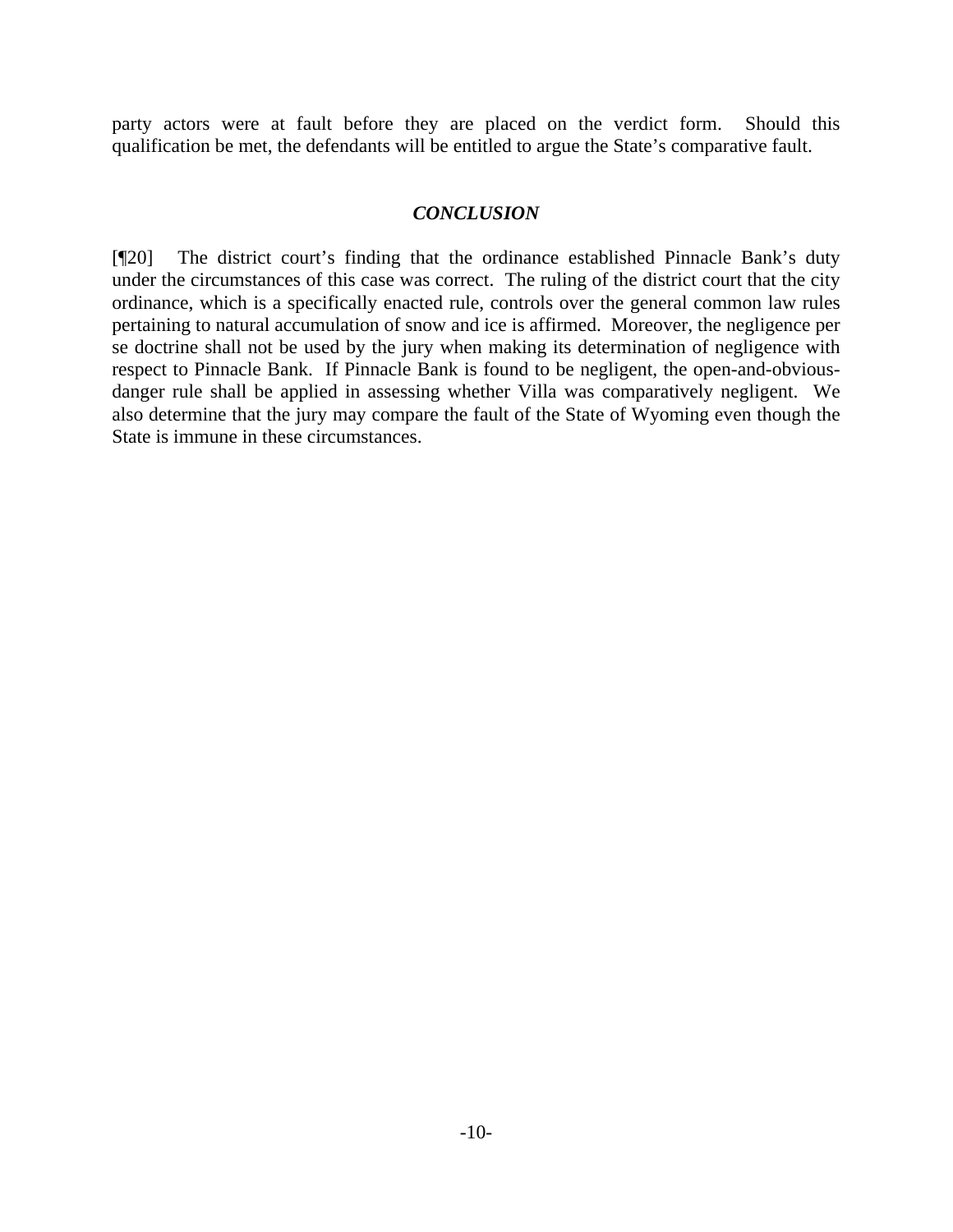party actors were at fault before they are placed on the verdict form. Should this qualification be met, the defendants will be entitled to argue the State's comparative fault.

## ***CONCLUSION***

[¶20] The district court's finding that the ordinance established Pinnacle Bank's duty under the circumstances of this case was correct. The ruling of the district court that the city ordinance, which is a specifically enacted rule, controls over the general common law rules pertaining to natural accumulation of snow and ice is affirmed. Moreover, the negligence per se doctrine shall not be used by the jury when making its determination of negligence with respect to Pinnacle Bank. If Pinnacle Bank is found to be negligent, the open-and-obvious-danger rule shall be applied in assessing whether Villa was comparatively negligent. We also determine that the jury may compare the fault of the State of Wyoming even though the State is immune in these circumstances.